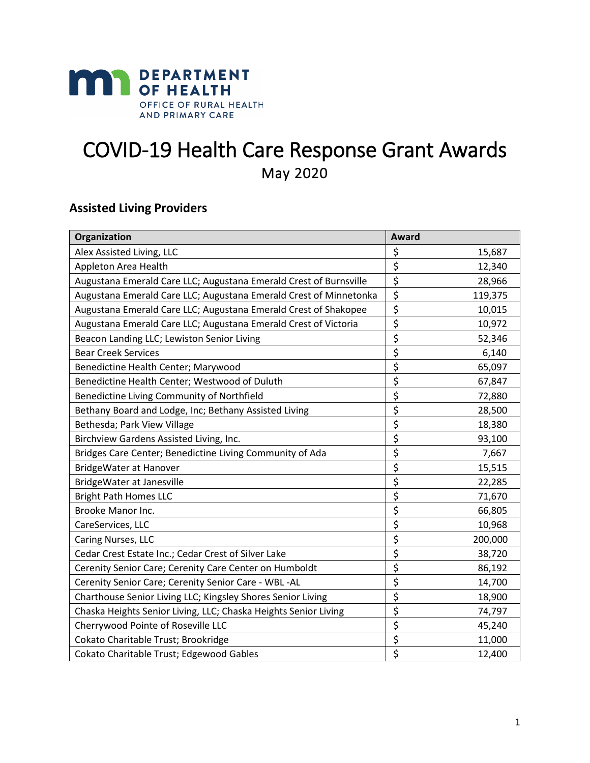DEPARTMENT OF HEALTH
OFFICE OF RURAL HEALTH AND PRIMARY CARE

# COVID-19 Health Care Response Grant Awards

May 2020

## Assisted Living Providers

| Organization | Award |
|---|---|
| Alex Assisted Living, LLC | $ 15,687 |
| Appleton Area Health | $ 12,340 |
| Augustana Emerald Care LLC; Augustana Emerald Crest of Burnsville | $ 28,966 |
| Augustana Emerald Care LLC; Augustana Emerald Crest of Minnetonka | $ 119,375 |
| Augustana Emerald Care LLC; Augustana Emerald Crest of Shakopee | $ 10,015 |
| Augustana Emerald Care LLC; Augustana Emerald Crest of Victoria | $ 10,972 |
| Beacon Landing LLC; Lewiston Senior Living | $ 52,346 |
| Bear Creek Services | $ 6,140 |
| Benedictine Health Center; Marywood | $ 65,097 |
| Benedictine Health Center; Westwood of Duluth | $ 67,847 |
| Benedictine Living Community of Northfield | $ 72,880 |
| Bethany Board and Lodge, Inc; Bethany Assisted Living | $ 28,500 |
| Bethesda; Park View Village | $ 18,380 |
| Birchview Gardens Assisted Living, Inc. | $ 93,100 |
| Bridges Care Center; Benedictine Living Community of Ada | $ 7,667 |
| BridgeWater at Hanover | $ 15,515 |
| BridgeWater at Janesville | $ 22,285 |
| Bright Path Homes LLC | $ 71,670 |
| Brooke Manor Inc. | $ 66,805 |
| CareServices, LLC | $ 10,968 |
| Caring Nurses, LLC | $ 200,000 |
| Cedar Crest Estate Inc.; Cedar Crest of Silver Lake | $ 38,720 |
| Cerenity Senior Care; Cerenity Care Center on Humboldt | $ 86,192 |
| Cerenity Senior Care; Cerenity Senior Care - WBL -AL | $ 14,700 |
| Charthouse Senior Living LLC; Kingsley Shores Senior Living | $ 18,900 |
| Chaska Heights Senior Living, LLC; Chaska Heights Senior Living | $ 74,797 |
| Cherrywood Pointe of Roseville LLC | $ 45,240 |
| Cokato Charitable Trust; Brookridge | $ 11,000 |
| Cokato Charitable Trust; Edgewood Gables | $ 12,400 |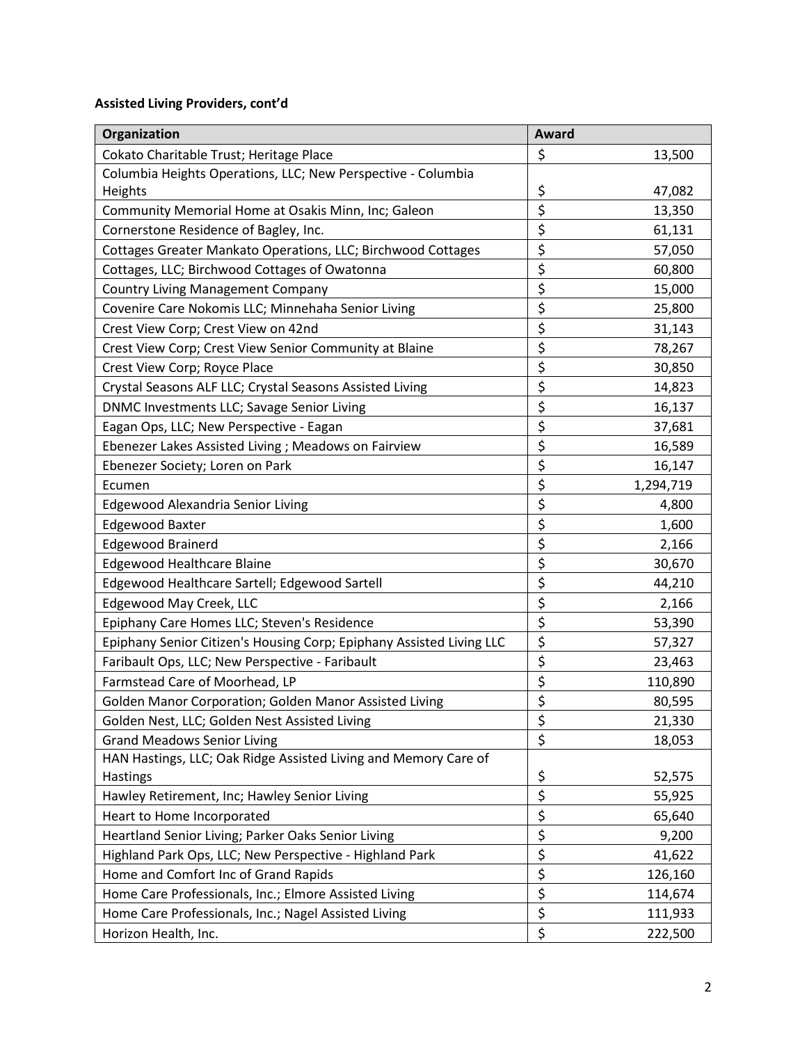**Assisted Living Providers, cont'd**

| Organization | Award |
| --- | --- |
| Cokato Charitable Trust; Heritage Place | $ 13,500 |
| Columbia Heights Operations, LLC; New Perspective - Columbia Heights | $ 47,082 |
| Community Memorial Home at Osakis Minn, Inc; Galeon | $ 13,350 |
| Cornerstone Residence of Bagley, Inc. | $ 61,131 |
| Cottages Greater Mankato Operations, LLC; Birchwood Cottages | $ 57,050 |
| Cottages, LLC; Birchwood Cottages of Owatonna | $ 60,800 |
| Country Living Management Company | $ 15,000 |
| Covenire Care Nokomis LLC; Minnehaha Senior Living | $ 25,800 |
| Crest View Corp; Crest View on 42nd | $ 31,143 |
| Crest View Corp; Crest View Senior Community at Blaine | $ 78,267 |
| Crest View Corp; Royce Place | $ 30,850 |
| Crystal Seasons ALF LLC; Crystal Seasons Assisted Living | $ 14,823 |
| DNMC Investments LLC; Savage Senior Living | $ 16,137 |
| Eagan Ops, LLC; New Perspective - Eagan | $ 37,681 |
| Ebenezer Lakes Assisted Living ; Meadows on Fairview | $ 16,589 |
| Ebenezer Society; Loren on Park | $ 16,147 |
| Ecumen | $ 1,294,719 |
| Edgewood Alexandria Senior Living | $ 4,800 |
| Edgewood Baxter | $ 1,600 |
| Edgewood Brainerd | $ 2,166 |
| Edgewood Healthcare Blaine | $ 30,670 |
| Edgewood Healthcare Sartell; Edgewood Sartell | $ 44,210 |
| Edgewood May Creek, LLC | $ 2,166 |
| Epiphany Care Homes LLC; Steven's Residence | $ 53,390 |
| Epiphany Senior Citizen's Housing Corp; Epiphany Assisted Living LLC | $ 57,327 |
| Faribault Ops, LLC; New Perspective - Faribault | $ 23,463 |
| Farmstead Care of Moorhead, LP | $ 110,890 |
| Golden Manor Corporation; Golden Manor Assisted Living | $ 80,595 |
| Golden Nest, LLC; Golden Nest Assisted Living | $ 21,330 |
| Grand Meadows Senior Living | $ 18,053 |
| HAN Hastings, LLC; Oak Ridge Assisted Living and Memory Care of Hastings | $ 52,575 |
| Hawley Retirement, Inc; Hawley Senior Living | $ 55,925 |
| Heart to Home Incorporated | $ 65,640 |
| Heartland Senior Living; Parker Oaks Senior Living | $ 9,200 |
| Highland Park Ops, LLC; New Perspective - Highland Park | $ 41,622 |
| Home and Comfort Inc of Grand Rapids | $ 126,160 |
| Home Care Professionals, Inc.; Elmore Assisted Living | $ 114,674 |
| Home Care Professionals, Inc.; Nagel Assisted Living | $ 111,933 |
| Horizon Health, Inc. | $ 222,500 |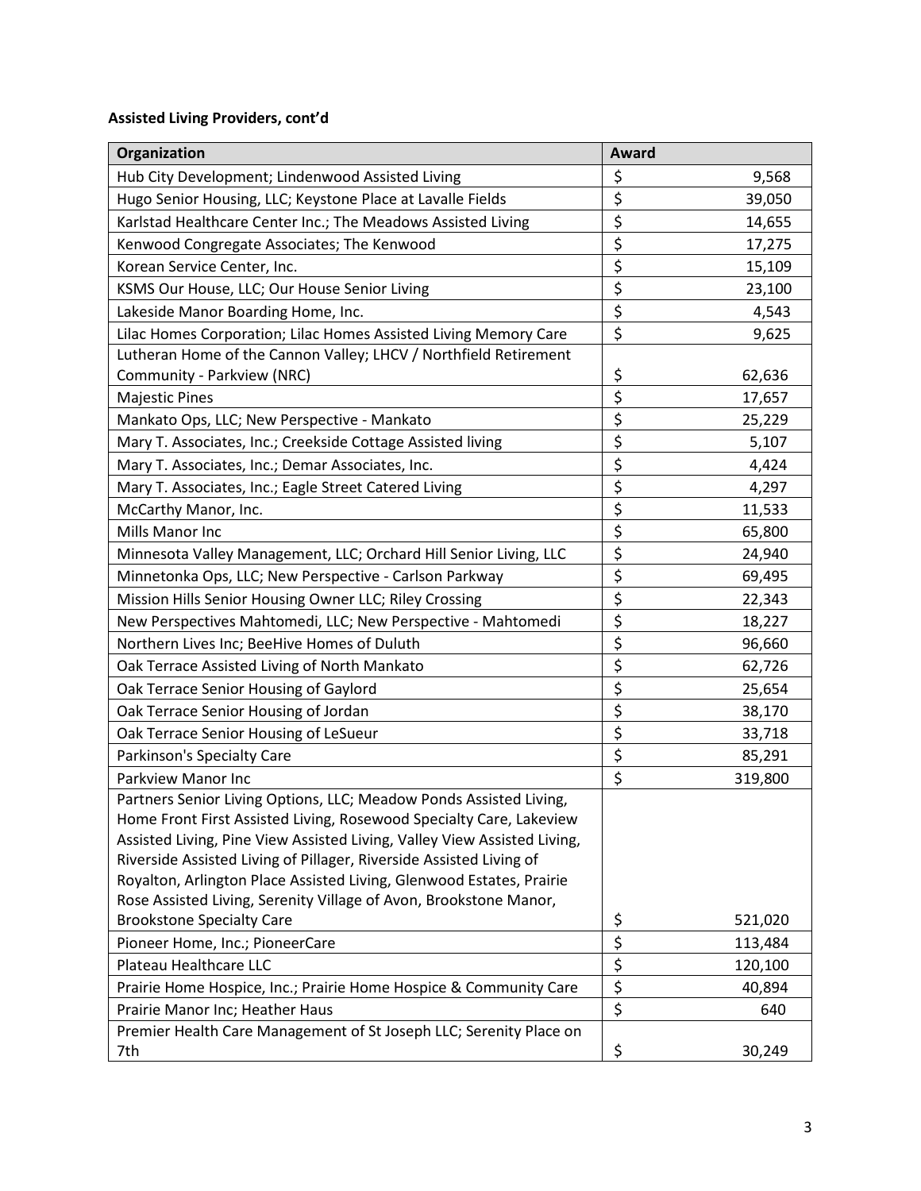**Assisted Living Providers, cont'd**

| Organization | Award |
| --- | --- |
| Hub City Development; Lindenwood Assisted Living | $ 9,568 |
| Hugo Senior Housing, LLC; Keystone Place at Lavalle Fields | $ 39,050 |
| Karlstad Healthcare Center Inc.; The Meadows Assisted Living | $ 14,655 |
| Kenwood Congregate Associates; The Kenwood | $ 17,275 |
| Korean Service Center, Inc. | $ 15,109 |
| KSMS Our House, LLC; Our House Senior Living | $ 23,100 |
| Lakeside Manor Boarding Home, Inc. | $ 4,543 |
| Lilac Homes Corporation; Lilac Homes Assisted Living Memory Care | $ 9,625 |
| Lutheran Home of the Cannon Valley; LHCV / Northfield Retirement Community - Parkview (NRC) | $ 62,636 |
| Majestic Pines | $ 17,657 |
| Mankato Ops, LLC; New Perspective - Mankato | $ 25,229 |
| Mary T. Associates, Inc.; Creekside Cottage Assisted living | $ 5,107 |
| Mary T. Associates, Inc.; Demar Associates, Inc. | $ 4,424 |
| Mary T. Associates, Inc.; Eagle Street Catered Living | $ 4,297 |
| McCarthy Manor, Inc. | $ 11,533 |
| Mills Manor Inc | $ 65,800 |
| Minnesota Valley Management, LLC; Orchard Hill Senior Living, LLC | $ 24,940 |
| Minnetonka Ops, LLC; New Perspective - Carlson Parkway | $ 69,495 |
| Mission Hills Senior Housing Owner LLC; Riley Crossing | $ 22,343 |
| New Perspectives Mahtomedi, LLC; New Perspective - Mahtomedi | $ 18,227 |
| Northern Lives Inc; BeeHive Homes of Duluth | $ 96,660 |
| Oak Terrace Assisted Living of North Mankato | $ 62,726 |
| Oak Terrace Senior Housing of Gaylord | $ 25,654 |
| Oak Terrace Senior Housing of Jordan | $ 38,170 |
| Oak Terrace Senior Housing of LeSueur | $ 33,718 |
| Parkinson's Specialty Care | $ 85,291 |
| Parkview Manor Inc | $ 319,800 |
| Partners Senior Living Options, LLC; Meadow Ponds Assisted Living, Home Front First Assisted Living, Rosewood Specialty Care, Lakeview Assisted Living, Pine View Assisted Living, Valley View Assisted Living, Riverside Assisted Living of Pillager, Riverside Assisted Living of Royalton, Arlington Place Assisted Living, Glenwood Estates, Prairie Rose Assisted Living, Serenity Village of Avon, Brookstone Manor, Brookstone Specialty Care | $ 521,020 |
| Pioneer Home, Inc.; PioneerCare | $ 113,484 |
| Plateau Healthcare LLC | $ 120,100 |
| Prairie Home Hospice, Inc.; Prairie Home Hospice & Community Care | $ 40,894 |
| Prairie Manor Inc; Heather Haus | $ 640 |
| Premier Health Care Management of St Joseph LLC; Serenity Place on 7th | $ 30,249 |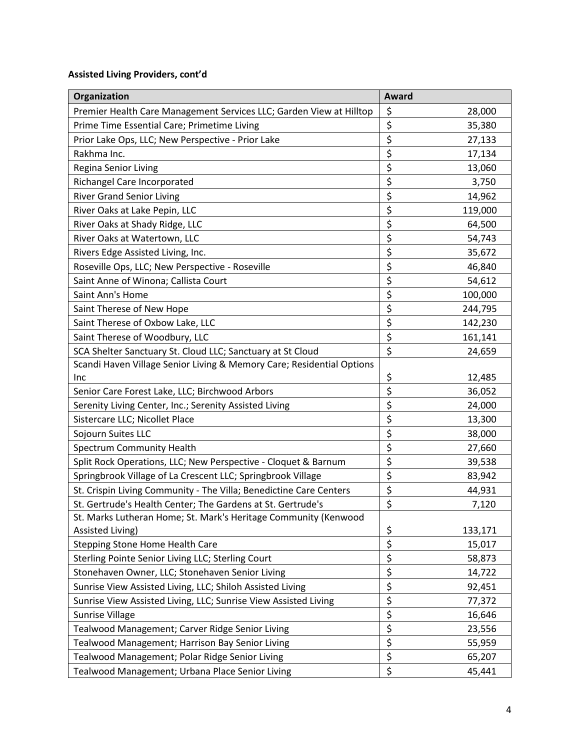**Assisted Living Providers, cont'd**

| Organization | Award |
|---|---|
| Premier Health Care Management Services LLC; Garden View at Hilltop | $ 28,000 |
| Prime Time Essential Care; Primetime Living | $ 35,380 |
| Prior Lake Ops, LLC; New Perspective - Prior Lake | $ 27,133 |
| Rakhma Inc. | $ 17,134 |
| Regina Senior Living | $ 13,060 |
| Richangel Care Incorporated | $ 3,750 |
| River Grand Senior Living | $ 14,962 |
| River Oaks at Lake Pepin, LLC | $ 119,000 |
| River Oaks at Shady Ridge, LLC | $ 64,500 |
| River Oaks at Watertown, LLC | $ 54,743 |
| Rivers Edge Assisted Living, Inc. | $ 35,672 |
| Roseville Ops, LLC; New Perspective - Roseville | $ 46,840 |
| Saint Anne of Winona; Callista Court | $ 54,612 |
| Saint Ann's Home | $ 100,000 |
| Saint Therese of New Hope | $ 244,795 |
| Saint Therese of Oxbow Lake, LLC | $ 142,230 |
| Saint Therese of Woodbury, LLC | $ 161,141 |
| SCA Shelter Sanctuary St. Cloud LLC; Sanctuary at St Cloud | $ 24,659 |
| Scandi Haven Village Senior Living & Memory Care; Residential Options Inc | $ 12,485 |
| Senior Care Forest Lake, LLC; Birchwood Arbors | $ 36,052 |
| Serenity Living Center, Inc.; Serenity Assisted Living | $ 24,000 |
| Sistercare LLC; Nicollet Place | $ 13,300 |
| Sojourn Suites LLC | $ 38,000 |
| Spectrum Community Health | $ 27,660 |
| Split Rock Operations, LLC; New Perspective - Cloquet & Barnum | $ 39,538 |
| Springbrook Village of La Crescent LLC; Springbrook Village | $ 83,942 |
| St. Crispin Living Community - The Villa; Benedictine Care Centers | $ 44,931 |
| St. Gertrude's Health Center; The Gardens at St. Gertrude's | $ 7,120 |
| St. Marks Lutheran Home; St. Mark's Heritage Community (Kenwood Assisted Living) | $ 133,171 |
| Stepping Stone Home Health Care | $ 15,017 |
| Sterling Pointe Senior Living LLC; Sterling Court | $ 58,873 |
| Stonehaven Owner, LLC; Stonehaven Senior Living | $ 14,722 |
| Sunrise View Assisted Living, LLC; Shiloh Assisted Living | $ 92,451 |
| Sunrise View Assisted Living, LLC; Sunrise View Assisted Living | $ 77,372 |
| Sunrise Village | $ 16,646 |
| Tealwood Management; Carver Ridge Senior Living | $ 23,556 |
| Tealwood Management; Harrison Bay Senior Living | $ 55,959 |
| Tealwood Management; Polar Ridge Senior Living | $ 65,207 |
| Tealwood Management; Urbana Place Senior Living | $ 45,441 |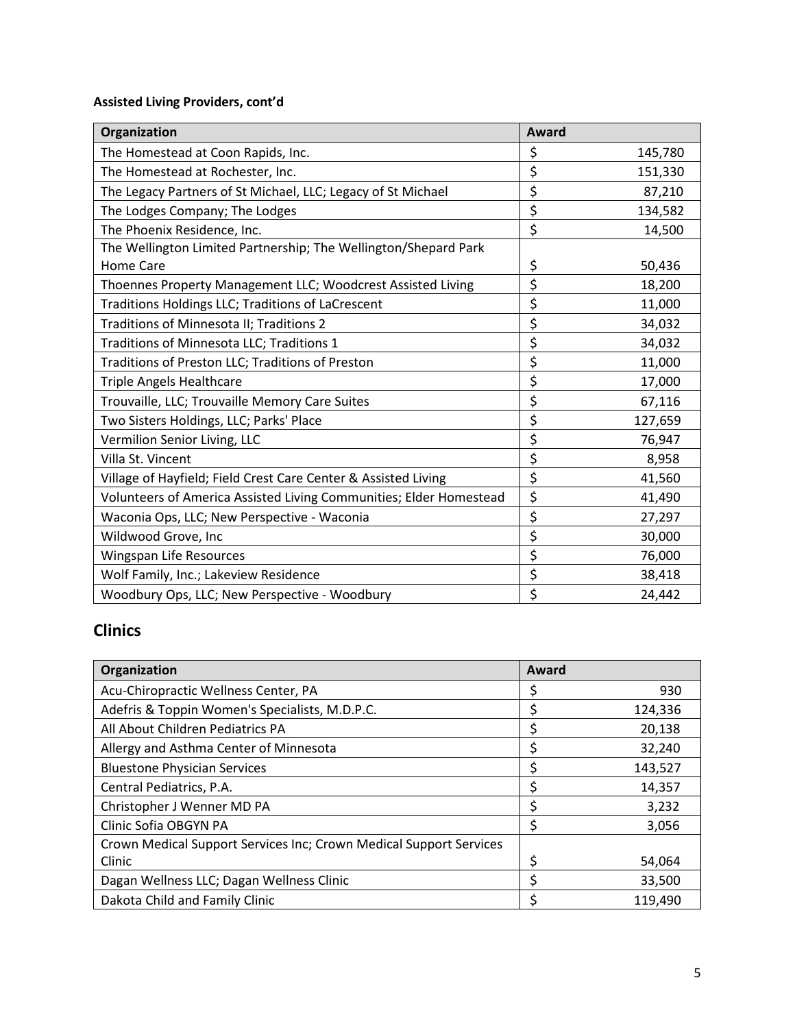**Assisted Living Providers, cont'd**

| Organization | Award |
|---|---|
| The Homestead at Coon Rapids, Inc. | $ 145,780 |
| The Homestead at Rochester, Inc. | $ 151,330 |
| The Legacy Partners of St Michael, LLC; Legacy of St Michael | $ 87,210 |
| The Lodges Company; The Lodges | $ 134,582 |
| The Phoenix Residence, Inc. | $ 14,500 |
| The Wellington Limited Partnership; The Wellington/Shepard Park Home Care | $ 50,436 |
| Thoennes Property Management LLC; Woodcrest Assisted Living | $ 18,200 |
| Traditions Holdings LLC; Traditions of LaCrescent | $ 11,000 |
| Traditions of Minnesota II; Traditions 2 | $ 34,032 |
| Traditions of Minnesota LLC; Traditions 1 | $ 34,032 |
| Traditions of Preston LLC; Traditions of Preston | $ 11,000 |
| Triple Angels Healthcare | $ 17,000 |
| Trouvaille, LLC; Trouvaille Memory Care Suites | $ 67,116 |
| Two Sisters Holdings, LLC; Parks' Place | $ 127,659 |
| Vermilion Senior Living, LLC | $ 76,947 |
| Villa St. Vincent | $ 8,958 |
| Village of Hayfield; Field Crest Care Center & Assisted Living | $ 41,560 |
| Volunteers of America Assisted Living Communities; Elder Homestead | $ 41,490 |
| Waconia Ops, LLC; New Perspective - Waconia | $ 27,297 |
| Wildwood Grove, Inc | $ 30,000 |
| Wingspan Life Resources | $ 76,000 |
| Wolf Family, Inc.; Lakeview Residence | $ 38,418 |
| Woodbury Ops, LLC; New Perspective - Woodbury | $ 24,442 |

## Clinics

| Organization | Award |
|---|---|
| Acu-Chiropractic Wellness Center, PA | $ 930 |
| Adefris & Toppin Women's Specialists, M.D.P.C. | $ 124,336 |
| All About Children Pediatrics PA | $ 20,138 |
| Allergy and Asthma Center of Minnesota | $ 32,240 |
| Bluestone Physician Services | $ 143,527 |
| Central Pediatrics, P.A. | $ 14,357 |
| Christopher J Wenner MD PA | $ 3,232 |
| Clinic Sofia OBGYN PA | $ 3,056 |
| Crown Medical Support Services Inc; Crown Medical Support Services Clinic | $ 54,064 |
| Dagan Wellness LLC; Dagan Wellness Clinic | $ 33,500 |
| Dakota Child and Family Clinic | $ 119,490 |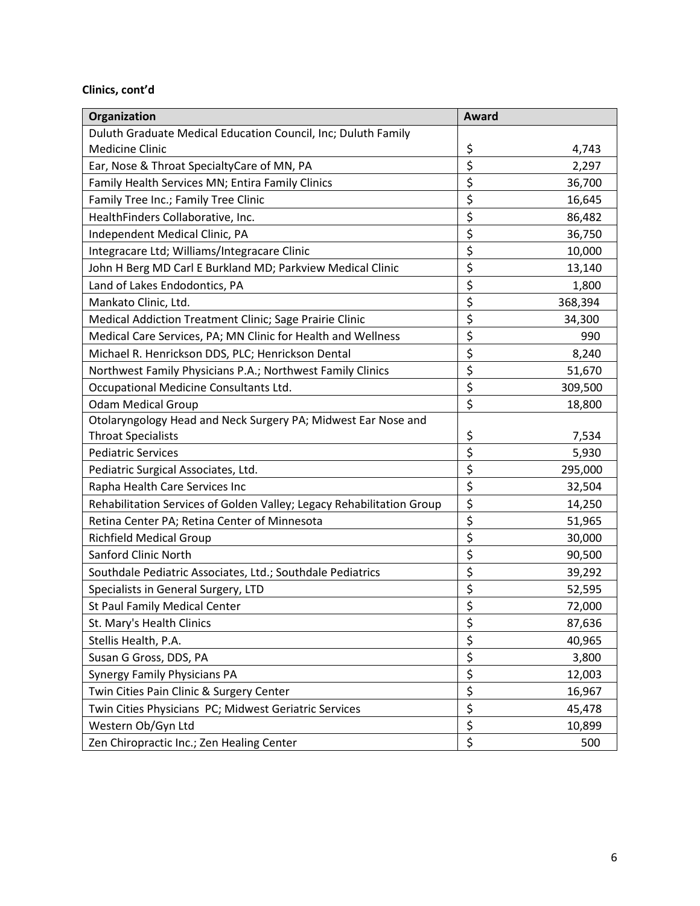**Clinics, cont'd**

| Organization | Award |
|---|---|
| Duluth Graduate Medical Education Council, Inc; Duluth Family Medicine Clinic | $ 4,743 |
| Ear, Nose & Throat SpecialtyCare of MN, PA | $ 2,297 |
| Family Health Services MN; Entira Family Clinics | $ 36,700 |
| Family Tree Inc.; Family Tree Clinic | $ 16,645 |
| HealthFinders Collaborative, Inc. | $ 86,482 |
| Independent Medical Clinic, PA | $ 36,750 |
| Integracare Ltd; Williams/Integracare Clinic | $ 10,000 |
| John H Berg MD Carl E Burkland MD; Parkview Medical Clinic | $ 13,140 |
| Land of Lakes Endodontics, PA | $ 1,800 |
| Mankato Clinic, Ltd. | $ 368,394 |
| Medical Addiction Treatment Clinic; Sage Prairie Clinic | $ 34,300 |
| Medical Care Services, PA; MN Clinic for Health and Wellness | $ 990 |
| Michael R. Henrickson DDS, PLC; Henrickson Dental | $ 8,240 |
| Northwest Family Physicians P.A.; Northwest Family Clinics | $ 51,670 |
| Occupational Medicine Consultants Ltd. | $ 309,500 |
| Odam Medical Group | $ 18,800 |
| Otolaryngology Head and Neck Surgery PA; Midwest Ear Nose and Throat Specialists | $ 7,534 |
| Pediatric Services | $ 5,930 |
| Pediatric Surgical Associates, Ltd. | $ 295,000 |
| Rapha Health Care Services Inc | $ 32,504 |
| Rehabilitation Services of Golden Valley; Legacy Rehabilitation Group | $ 14,250 |
| Retina Center PA; Retina Center of Minnesota | $ 51,965 |
| Richfield Medical Group | $ 30,000 |
| Sanford Clinic North | $ 90,500 |
| Southdale Pediatric Associates, Ltd.; Southdale Pediatrics | $ 39,292 |
| Specialists in General Surgery, LTD | $ 52,595 |
| St Paul Family Medical Center | $ 72,000 |
| St. Mary's Health Clinics | $ 87,636 |
| Stellis Health, P.A. | $ 40,965 |
| Susan G Gross, DDS, PA | $ 3,800 |
| Synergy Family Physicians PA | $ 12,003 |
| Twin Cities Pain Clinic & Surgery Center | $ 16,967 |
| Twin Cities Physicians PC; Midwest Geriatric Services | $ 45,478 |
| Western Ob/Gyn Ltd | $ 10,899 |
| Zen Chiropractic Inc.; Zen Healing Center | $ 500 |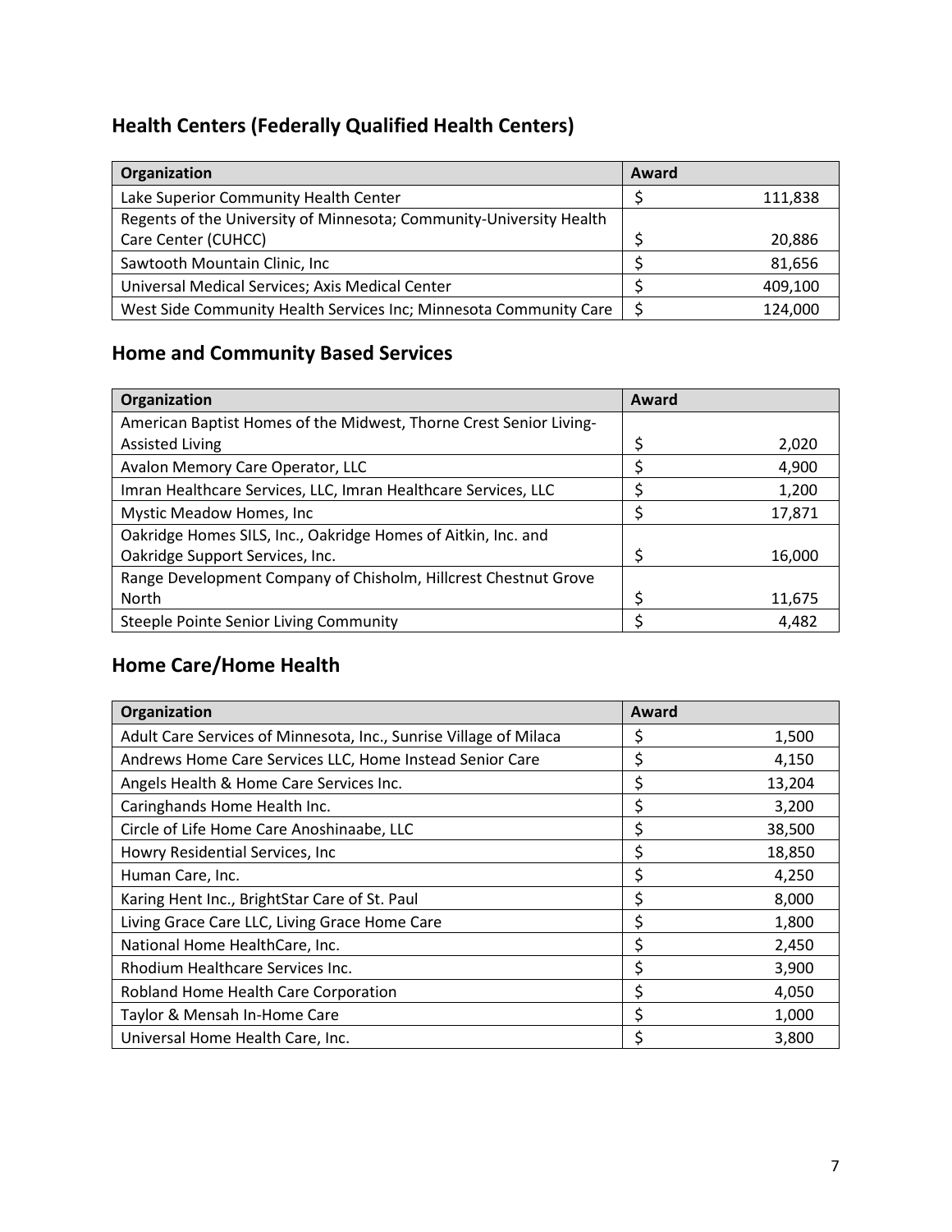## Health Centers (Federally Qualified Health Centers)

| Organization | Award |
| --- | --- |
| Lake Superior Community Health Center | $ 111,838 |
| Regents of the University of Minnesota; Community-University Health Care Center (CUHCC) | $ 20,886 |
| Sawtooth Mountain Clinic, Inc | $ 81,656 |
| Universal Medical Services; Axis Medical Center | $ 409,100 |
| West Side Community Health Services Inc; Minnesota Community Care | $ 124,000 |

## Home and Community Based Services

| Organization | Award |
| --- | --- |
| American Baptist Homes of the Midwest, Thorne Crest Senior Living-Assisted Living | $ 2,020 |
| Avalon Memory Care Operator, LLC | $ 4,900 |
| Imran Healthcare Services, LLC, Imran Healthcare Services, LLC | $ 1,200 |
| Mystic Meadow Homes, Inc | $ 17,871 |
| Oakridge Homes SILS, Inc., Oakridge Homes of Aitkin, Inc. and Oakridge Support Services, Inc. | $ 16,000 |
| Range Development Company of Chisholm, Hillcrest Chestnut Grove North | $ 11,675 |
| Steeple Pointe Senior Living Community | $ 4,482 |

## Home Care/Home Health

| Organization | Award |
| --- | --- |
| Adult Care Services of Minnesota, Inc., Sunrise Village of Milaca | $ 1,500 |
| Andrews Home Care Services LLC, Home Instead Senior Care | $ 4,150 |
| Angels Health & Home Care Services Inc. | $ 13,204 |
| Caringhands Home Health Inc. | $ 3,200 |
| Circle of Life Home Care Anoshinaabe, LLC | $ 38,500 |
| Howry Residential Services, Inc | $ 18,850 |
| Human Care, Inc. | $ 4,250 |
| Karing Hent Inc., BrightStar Care of St. Paul | $ 8,000 |
| Living Grace Care LLC, Living Grace Home Care | $ 1,800 |
| National Home HealthCare, Inc. | $ 2,450 |
| Rhodium Healthcare Services Inc. | $ 3,900 |
| Robland Home Health Care Corporation | $ 4,050 |
| Taylor & Mensah In-Home Care | $ 1,000 |
| Universal Home Health Care, Inc. | $ 3,800 |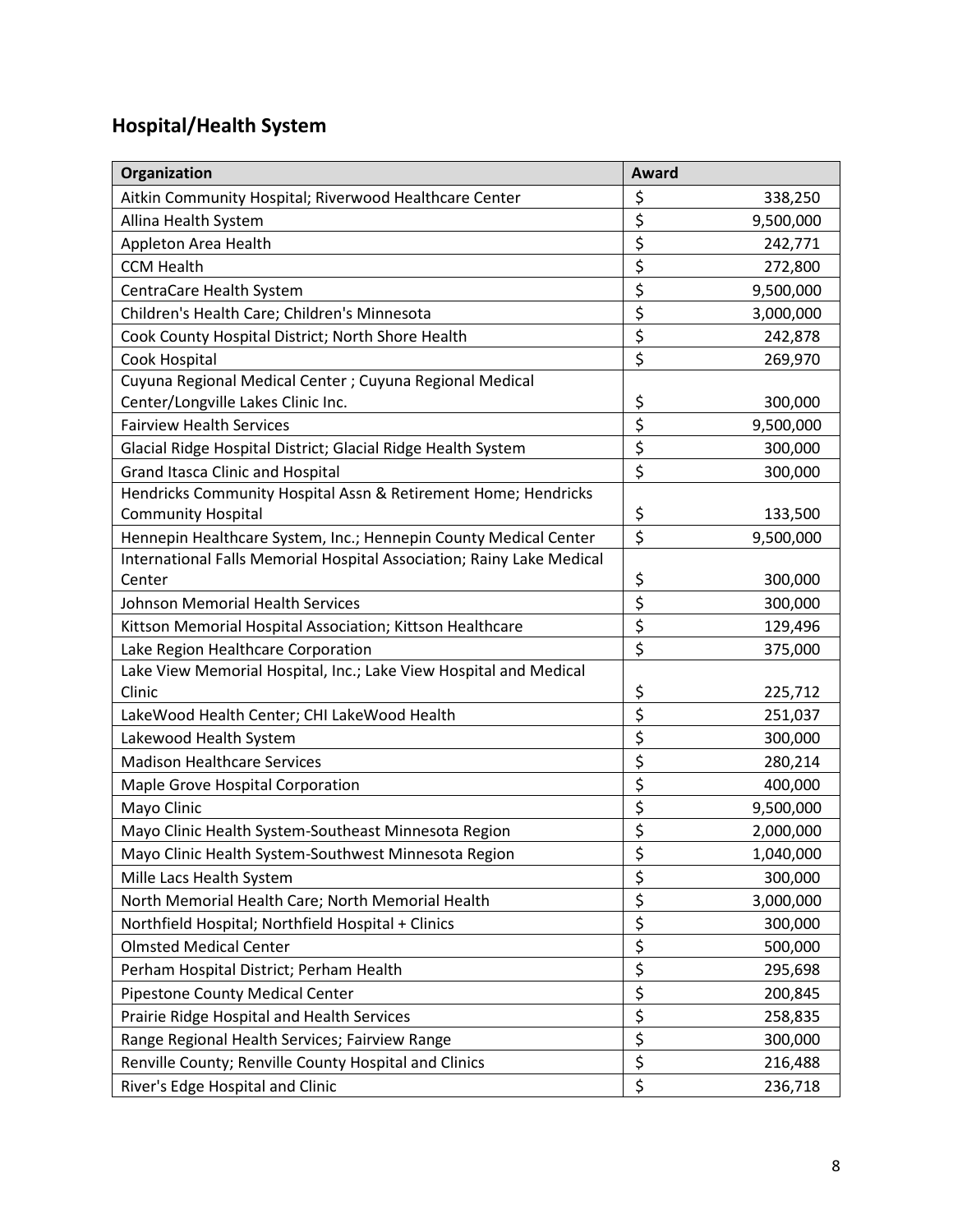## Hospital/Health System

| Organization | Award |
| --- | --- |
| Aitkin Community Hospital; Riverwood Healthcare Center | $ 338,250 |
| Allina Health System | $ 9,500,000 |
| Appleton Area Health | $ 242,771 |
| CCM Health | $ 272,800 |
| CentraCare Health System | $ 9,500,000 |
| Children's Health Care; Children's Minnesota | $ 3,000,000 |
| Cook County Hospital District; North Shore Health | $ 242,878 |
| Cook Hospital | $ 269,970 |
| Cuyuna Regional Medical Center ; Cuyuna Regional Medical Center/Longville Lakes Clinic Inc. | $ 300,000 |
| Fairview Health Services | $ 9,500,000 |
| Glacial Ridge Hospital District; Glacial Ridge Health System | $ 300,000 |
| Grand Itasca Clinic and Hospital | $ 300,000 |
| Hendricks Community Hospital Assn & Retirement Home; Hendricks Community Hospital | $ 133,500 |
| Hennepin Healthcare System, Inc.; Hennepin County Medical Center | $ 9,500,000 |
| International Falls Memorial Hospital Association; Rainy Lake Medical Center | $ 300,000 |
| Johnson Memorial Health Services | $ 300,000 |
| Kittson Memorial Hospital Association; Kittson Healthcare | $ 129,496 |
| Lake Region Healthcare Corporation | $ 375,000 |
| Lake View Memorial Hospital, Inc.; Lake View Hospital and Medical Clinic | $ 225,712 |
| LakeWood Health Center; CHI LakeWood Health | $ 251,037 |
| Lakewood Health System | $ 300,000 |
| Madison Healthcare Services | $ 280,214 |
| Maple Grove Hospital Corporation | $ 400,000 |
| Mayo Clinic | $ 9,500,000 |
| Mayo Clinic Health System-Southeast Minnesota Region | $ 2,000,000 |
| Mayo Clinic Health System-Southwest Minnesota Region | $ 1,040,000 |
| Mille Lacs Health System | $ 300,000 |
| North Memorial Health Care; North Memorial Health | $ 3,000,000 |
| Northfield Hospital; Northfield Hospital + Clinics | $ 300,000 |
| Olmsted Medical Center | $ 500,000 |
| Perham Hospital District; Perham Health | $ 295,698 |
| Pipestone County Medical Center | $ 200,845 |
| Prairie Ridge Hospital and Health Services | $ 258,835 |
| Range Regional Health Services; Fairview Range | $ 300,000 |
| Renville County; Renville County Hospital and Clinics | $ 216,488 |
| River's Edge Hospital and Clinic | $ 236,718 |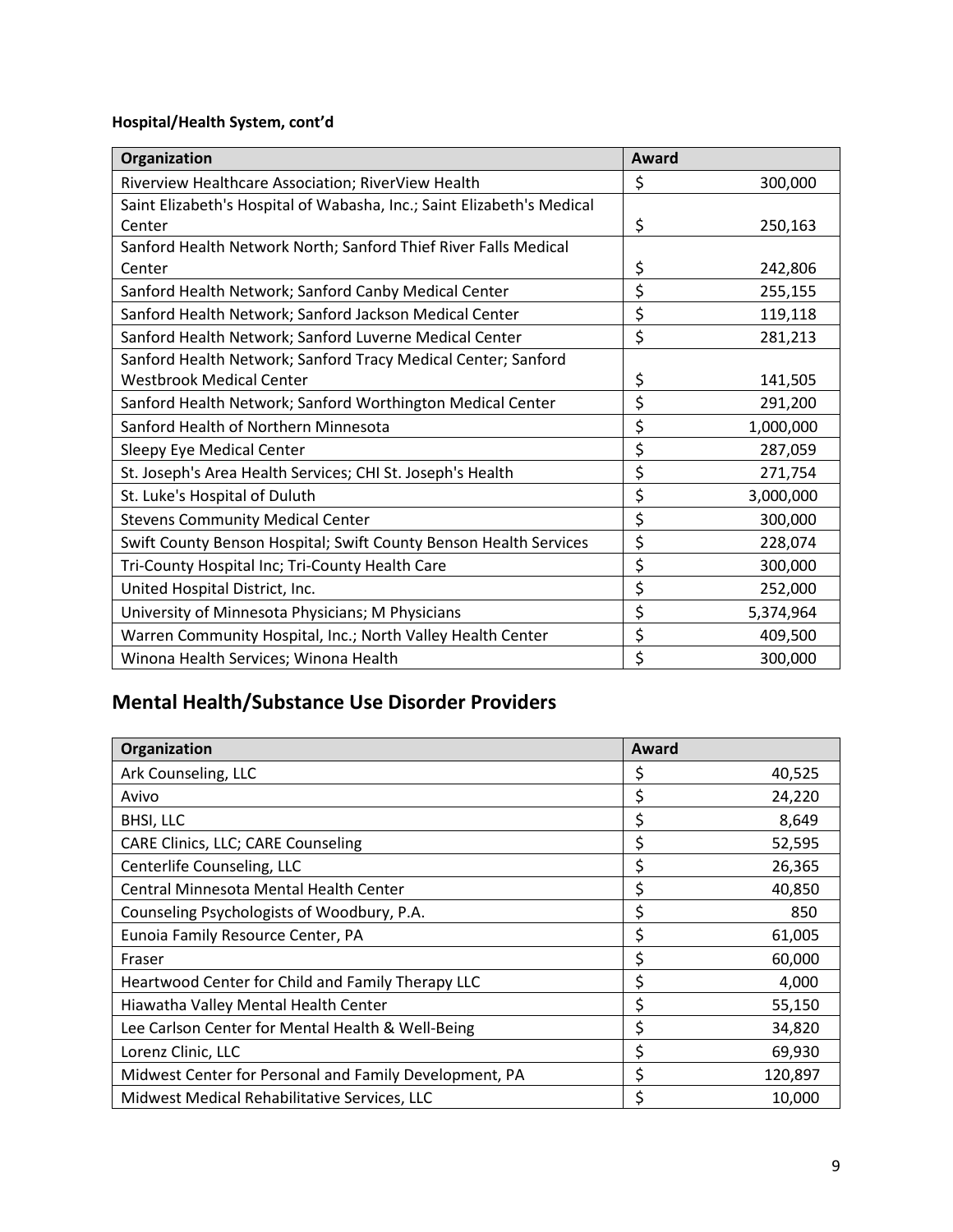**Hospital/Health System, cont'd**

| Organization | Award |
|---|---|
| Riverview Healthcare Association; RiverView Health | $ 300,000 |
| Saint Elizabeth's Hospital of Wabasha, Inc.; Saint Elizabeth's Medical Center | $ 250,163 |
| Sanford Health Network North; Sanford Thief River Falls Medical Center | $ 242,806 |
| Sanford Health Network; Sanford Canby Medical Center | $ 255,155 |
| Sanford Health Network; Sanford Jackson Medical Center | $ 119,118 |
| Sanford Health Network; Sanford Luverne Medical Center | $ 281,213 |
| Sanford Health Network; Sanford Tracy Medical Center; Sanford Westbrook Medical Center | $ 141,505 |
| Sanford Health Network; Sanford Worthington Medical Center | $ 291,200 |
| Sanford Health of Northern Minnesota | $ 1,000,000 |
| Sleepy Eye Medical Center | $ 287,059 |
| St. Joseph's Area Health Services; CHI St. Joseph's Health | $ 271,754 |
| St. Luke's Hospital of Duluth | $ 3,000,000 |
| Stevens Community Medical Center | $ 300,000 |
| Swift County Benson Hospital; Swift County Benson Health Services | $ 228,074 |
| Tri-County Hospital Inc; Tri-County Health Care | $ 300,000 |
| United Hospital District, Inc. | $ 252,000 |
| University of Minnesota Physicians; M Physicians | $ 5,374,964 |
| Warren Community Hospital, Inc.; North Valley Health Center | $ 409,500 |
| Winona Health Services; Winona Health | $ 300,000 |

## Mental Health/Substance Use Disorder Providers

| Organization | Award |
|---|---|
| Ark Counseling, LLC | $ 40,525 |
| Avivo | $ 24,220 |
| BHSI, LLC | $ 8,649 |
| CARE Clinics, LLC; CARE Counseling | $ 52,595 |
| Centerlife Counseling, LLC | $ 26,365 |
| Central Minnesota Mental Health Center | $ 40,850 |
| Counseling Psychologists of Woodbury, P.A. | $ 850 |
| Eunoia Family Resource Center, PA | $ 61,005 |
| Fraser | $ 60,000 |
| Heartwood Center for Child and Family Therapy LLC | $ 4,000 |
| Hiawatha Valley Mental Health Center | $ 55,150 |
| Lee Carlson Center for Mental Health & Well-Being | $ 34,820 |
| Lorenz Clinic, LLC | $ 69,930 |
| Midwest Center for Personal and Family Development, PA | $ 120,897 |
| Midwest Medical Rehabilitative Services, LLC | $ 10,000 |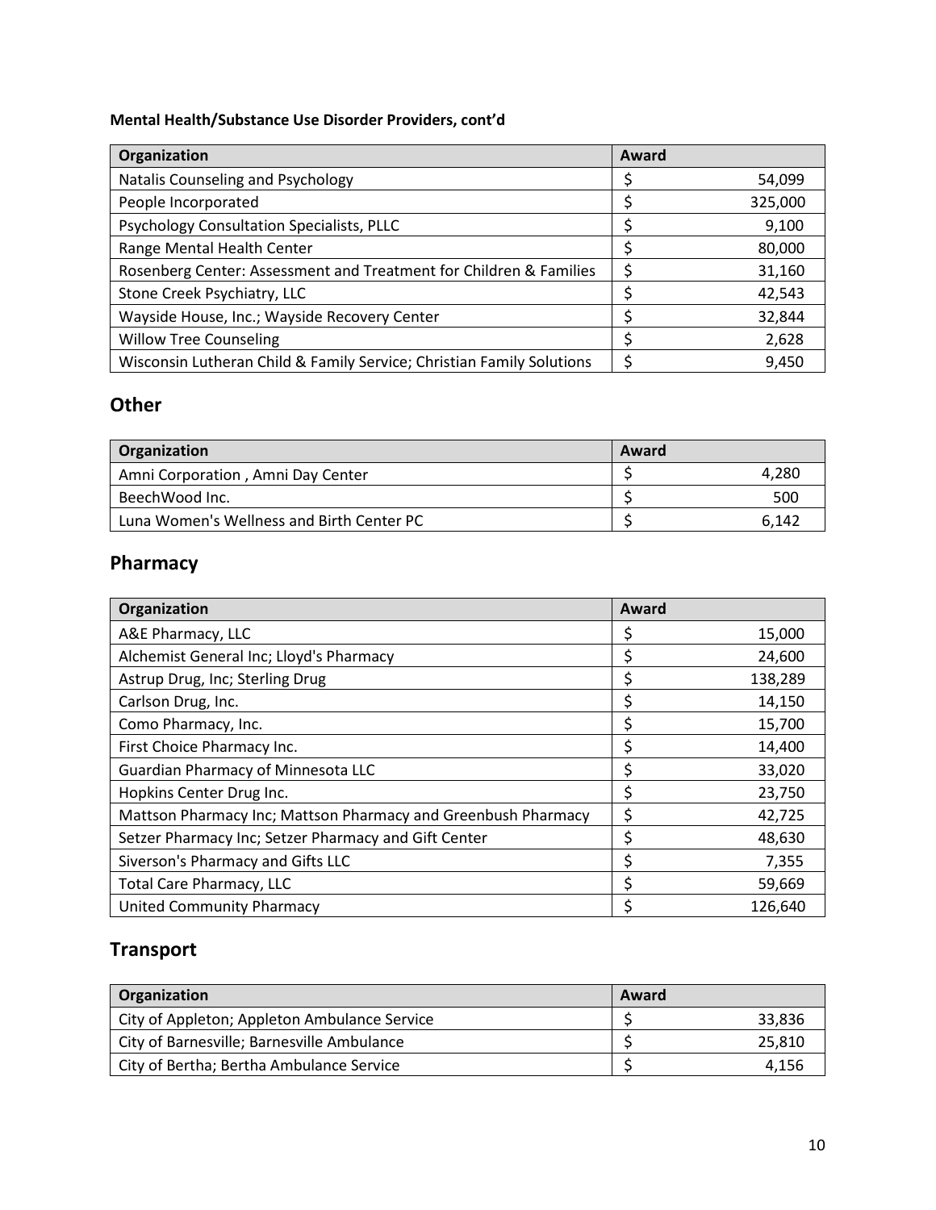**Mental Health/Substance Use Disorder Providers, cont'd**

| Organization | Award |
| --- | --- |
| Natalis Counseling and Psychology | $ 54,099 |
| People Incorporated | $ 325,000 |
| Psychology Consultation Specialists, PLLC | $ 9,100 |
| Range Mental Health Center | $ 80,000 |
| Rosenberg Center: Assessment and Treatment for Children & Families | $ 31,160 |
| Stone Creek Psychiatry, LLC | $ 42,543 |
| Wayside House, Inc.; Wayside Recovery Center | $ 32,844 |
| Willow Tree Counseling | $ 2,628 |
| Wisconsin Lutheran Child & Family Service; Christian Family Solutions | $ 9,450 |

## Other

| Organization | Award |
| --- | --- |
| Amni Corporation , Amni Day Center | $ 4,280 |
| BeechWood Inc. | $ 500 |
| Luna Women's Wellness and Birth Center PC | $ 6,142 |

## Pharmacy

| Organization | Award |
| --- | --- |
| A&E Pharmacy, LLC | $ 15,000 |
| Alchemist General Inc; Lloyd's Pharmacy | $ 24,600 |
| Astrup Drug, Inc; Sterling Drug | $ 138,289 |
| Carlson Drug, Inc. | $ 14,150 |
| Como Pharmacy, Inc. | $ 15,700 |
| First Choice Pharmacy Inc. | $ 14,400 |
| Guardian Pharmacy of Minnesota LLC | $ 33,020 |
| Hopkins Center Drug Inc. | $ 23,750 |
| Mattson Pharmacy Inc; Mattson Pharmacy and Greenbush Pharmacy | $ 42,725 |
| Setzer Pharmacy Inc; Setzer Pharmacy and Gift Center | $ 48,630 |
| Siverson's Pharmacy and Gifts LLC | $ 7,355 |
| Total Care Pharmacy, LLC | $ 59,669 |
| United Community Pharmacy | $ 126,640 |

## Transport

| Organization | Award |
| --- | --- |
| City of Appleton; Appleton Ambulance Service | $ 33,836 |
| City of Barnesville; Barnesville Ambulance | $ 25,810 |
| City of Bertha; Bertha Ambulance Service | $ 4,156 |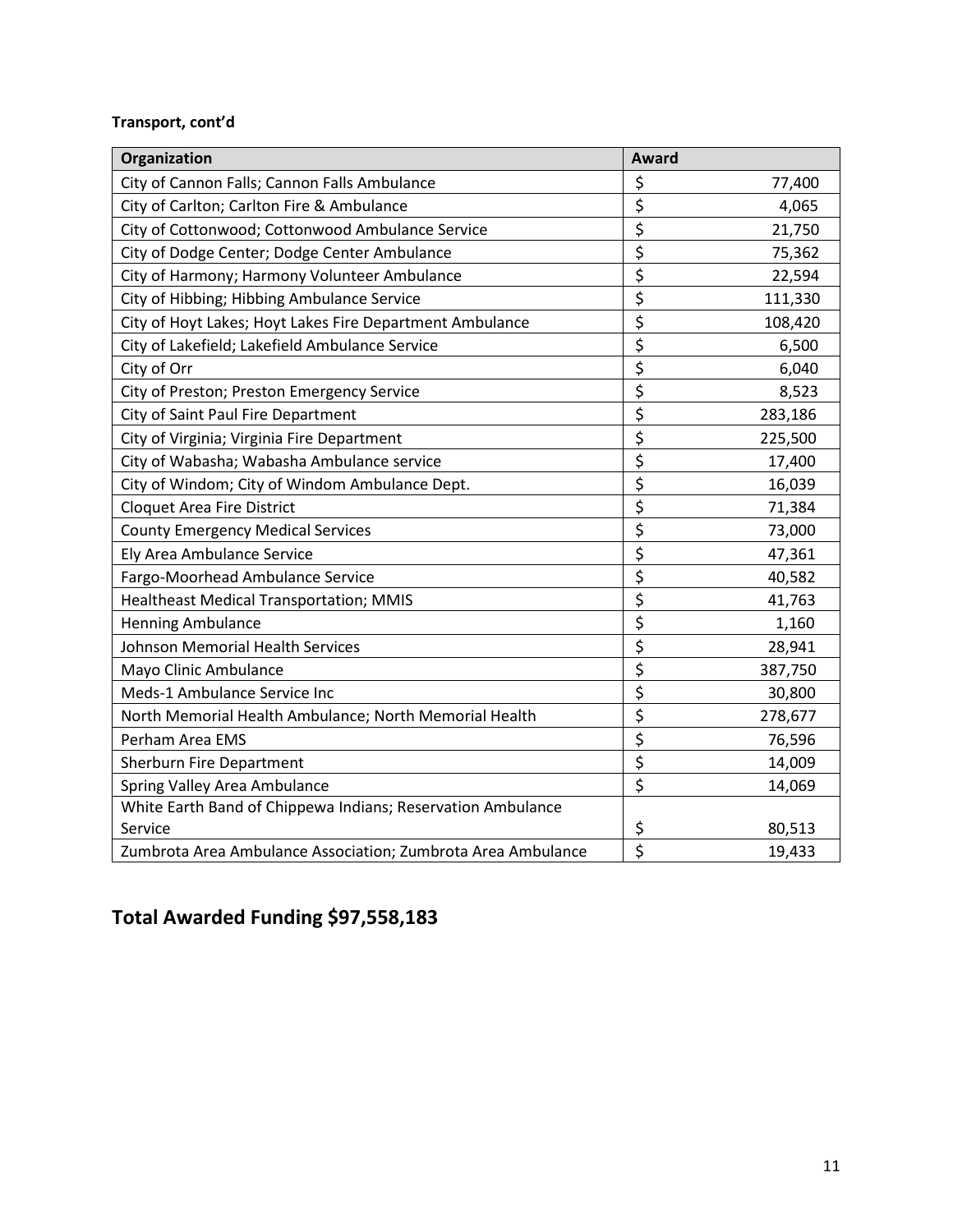**Transport, cont'd**

| Organization | Award |
|---|---|
| City of Cannon Falls; Cannon Falls Ambulance | $ 77,400 |
| City of Carlton; Carlton Fire & Ambulance | $ 4,065 |
| City of Cottonwood; Cottonwood Ambulance Service | $ 21,750 |
| City of Dodge Center; Dodge Center Ambulance | $ 75,362 |
| City of Harmony; Harmony Volunteer Ambulance | $ 22,594 |
| City of Hibbing; Hibbing Ambulance Service | $ 111,330 |
| City of Hoyt Lakes; Hoyt Lakes Fire Department Ambulance | $ 108,420 |
| City of Lakefield; Lakefield Ambulance Service | $ 6,500 |
| City of Orr | $ 6,040 |
| City of Preston; Preston Emergency Service | $ 8,523 |
| City of Saint Paul Fire Department | $ 283,186 |
| City of Virginia; Virginia Fire Department | $ 225,500 |
| City of Wabasha; Wabasha Ambulance service | $ 17,400 |
| City of Windom; City of Windom Ambulance Dept. | $ 16,039 |
| Cloquet Area Fire District | $ 71,384 |
| County Emergency Medical Services | $ 73,000 |
| Ely Area Ambulance Service | $ 47,361 |
| Fargo-Moorhead Ambulance Service | $ 40,582 |
| Healtheast Medical Transportation; MMIS | $ 41,763 |
| Henning Ambulance | $ 1,160 |
| Johnson Memorial Health Services | $ 28,941 |
| Mayo Clinic Ambulance | $ 387,750 |
| Meds-1 Ambulance Service Inc | $ 30,800 |
| North Memorial Health Ambulance; North Memorial Health | $ 278,677 |
| Perham Area EMS | $ 76,596 |
| Sherburn Fire Department | $ 14,009 |
| Spring Valley Area Ambulance | $ 14,069 |
| White Earth Band of Chippewa Indians; Reservation Ambulance Service | $ 80,513 |
| Zumbrota Area Ambulance Association; Zumbrota Area Ambulance | $ 19,433 |

## Total Awarded Funding $97,558,183